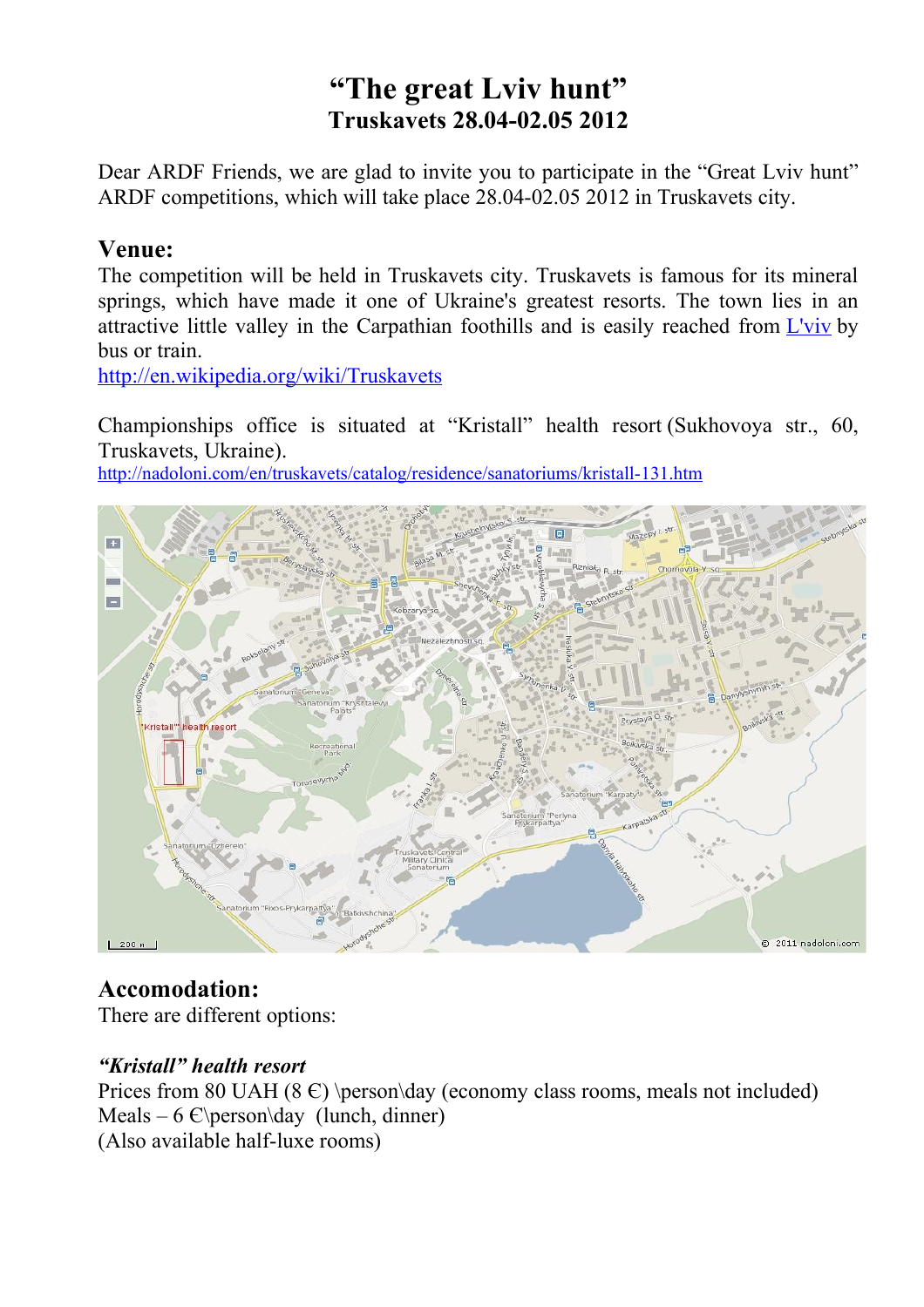# "The great Lviv hunt"

## Truskavets 28.04-02.05 2012

Dear ARDF Friends, we are glad to invite you to participate in the "Great Lviv hunt" ARDF competitions, which will take place 28.04-02.05 2012 in Truskavets city.

## Venue:

The competition will be held in Truskavets city. Truskavets is famous for its mineral springs, which have made it one of Ukraine's greatest resorts. The town lies in an attractive little valley in the Carpathian foothills and is easily reached from L'viv by bus or train.

http://en.wikipedia.org/wiki/Truskavets

Championships office is situated at "Kristall" health resort (Sukhovoya str., 60, Truskavets, Ukraine).

http://nadoloni.com/en/truskavets/catalog/residence/sanatoriums/kristall-131.htm

## Accomodation:

There are different options:

***"Kristall" health resort***

Prices from 80 UAH (8 €) \person\day (economy class rooms, meals not included)
Meals – 6 €\person\day (lunch, dinner)
(Also available half-luxe rooms)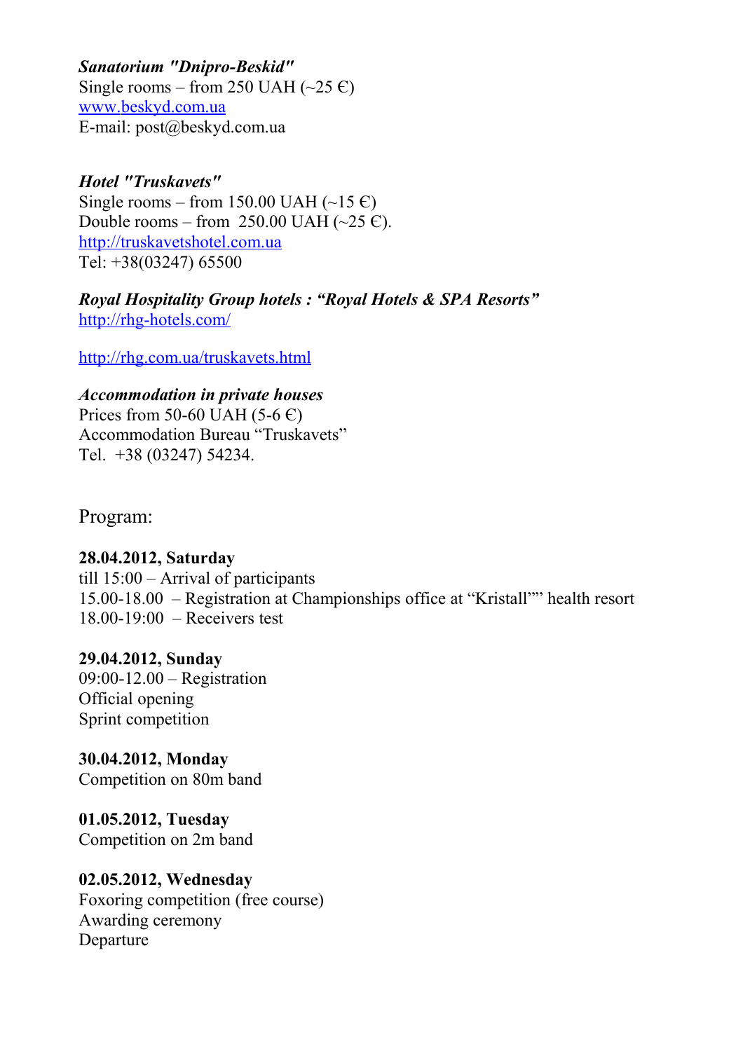***Sanatorium "Dnipro-Beskid"***
Single rooms – from 250 UAH (~25 €)
[www.beskyd.com.ua](http://www.beskyd.com.ua)
E-mail: post@beskyd.com.ua

***Hotel "Truskavets"***
Single rooms – from 150.00 UAH (~15 €)
Double rooms – from 250.00 UAH (~25 €).
[http://truskavetshotel.com.ua](http://truskavetshotel.com.ua)
Tel: +38(03247) 65500

***Royal Hospitality Group hotels : "Royal Hotels & SPA Resorts"***
[http://rhg-hotels.com/](http://rhg-hotels.com/)

[http://rhg.com.ua/truskavets.html](http://rhg.com.ua/truskavets.html)

***Accommodation in private houses***
Prices from 50-60 UAH (5-6 €)
Accommodation Bureau "Truskavets"
Tel. +38 (03247) 54234.

Program:

**28.04.2012, Saturday**
till 15:00 – Arrival of participants
15.00-18.00 – Registration at Championships office at "Kristall"" health resort
18.00-19:00 – Receivers test

**29.04.2012, Sunday**
09:00-12.00 – Registration
Official opening
Sprint competition

**30.04.2012, Monday**
Competition on 80m band

**01.05.2012, Tuesday**
Competition on 2m band

**02.05.2012, Wednesday**
Foxoring competition (free course)
Awarding ceremony
Departure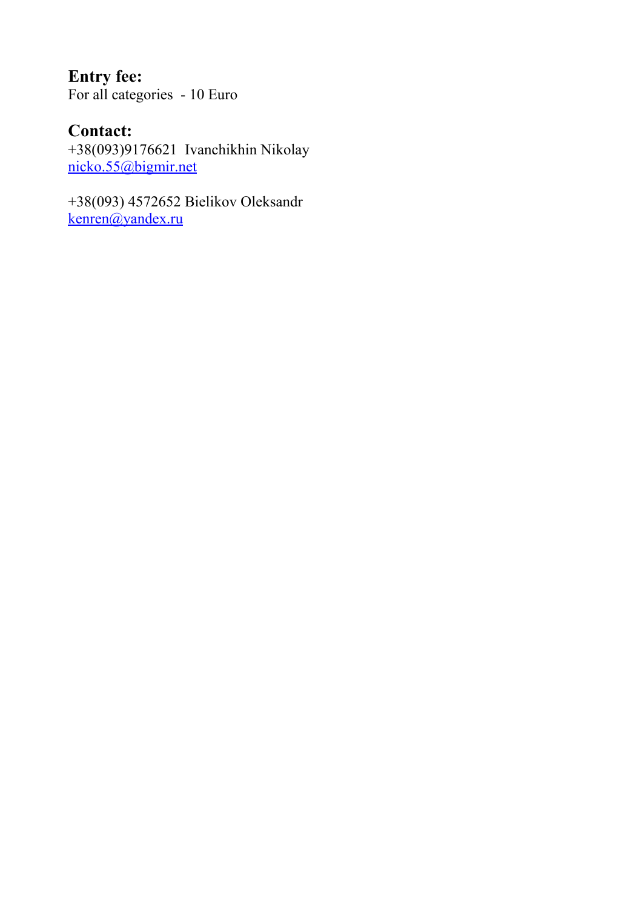## Entry fee:

For all categories - 10 Euro

## Contact:

+38(093)9176621 Ivanchikhin Nikolay
nicko.55@bigmir.net

+38(093) 4572652 Bielikov Oleksandr
kenren@yandex.ru